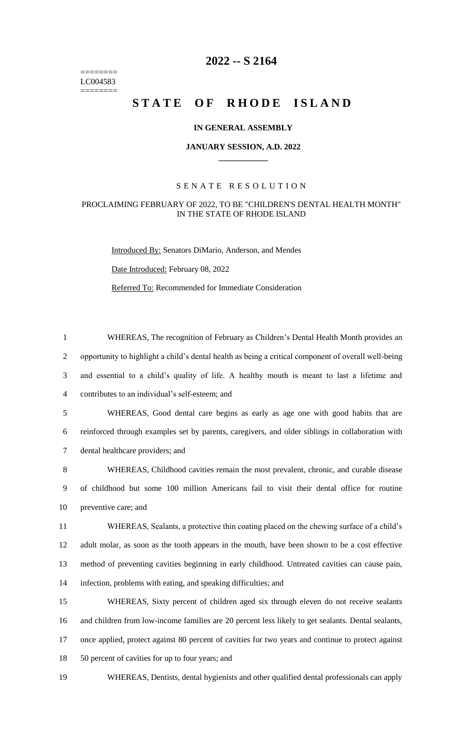========
LC004583
========

# 2022 -- S 2164

# STATE OF RHODE ISLAND

### IN GENERAL ASSEMBLY

### JANUARY SESSION, A.D. 2022

## SENATE RESOLUTION

### PROCLAIMING FEBRUARY OF 2022, TO BE "CHILDREN'S DENTAL HEALTH MONTH" IN THE STATE OF RHODE ISLAND

Introduced By: Senators DiMario, Anderson, and Mendes

Date Introduced: February 08, 2022

Referred To: Recommended for Immediate Consideration

1 WHEREAS, The recognition of February as Children's Dental Health Month provides an
2 opportunity to highlight a child's dental health as being a critical component of overall well-being
3 and essential to a child's quality of life. A healthy mouth is meant to last a lifetime and
4 contributes to an individual's self-esteem; and

5 WHEREAS, Good dental care begins as early as age one with good habits that are
6 reinforced through examples set by parents, caregivers, and older siblings in collaboration with
7 dental healthcare providers; and

8 WHEREAS, Childhood cavities remain the most prevalent, chronic, and curable disease
9 of childhood but some 100 million Americans fail to visit their dental office for routine
10 preventive care; and

11 WHEREAS, Sealants, a protective thin coating placed on the chewing surface of a child's
12 adult molar, as soon as the tooth appears in the mouth, have been shown to be a cost effective
13 method of preventing cavities beginning in early childhood. Untreated cavities can cause pain,
14 infection, problems with eating, and speaking difficulties; and

15 WHEREAS, Sixty percent of children aged six through eleven do not receive sealants
16 and children from low-income families are 20 percent less likely to get sealants. Dental sealants,
17 once applied, protect against 80 percent of cavities for two years and continue to protect against
18 50 percent of cavities for up to four years; and

19 WHEREAS, Dentists, dental hygienists and other qualified dental professionals can apply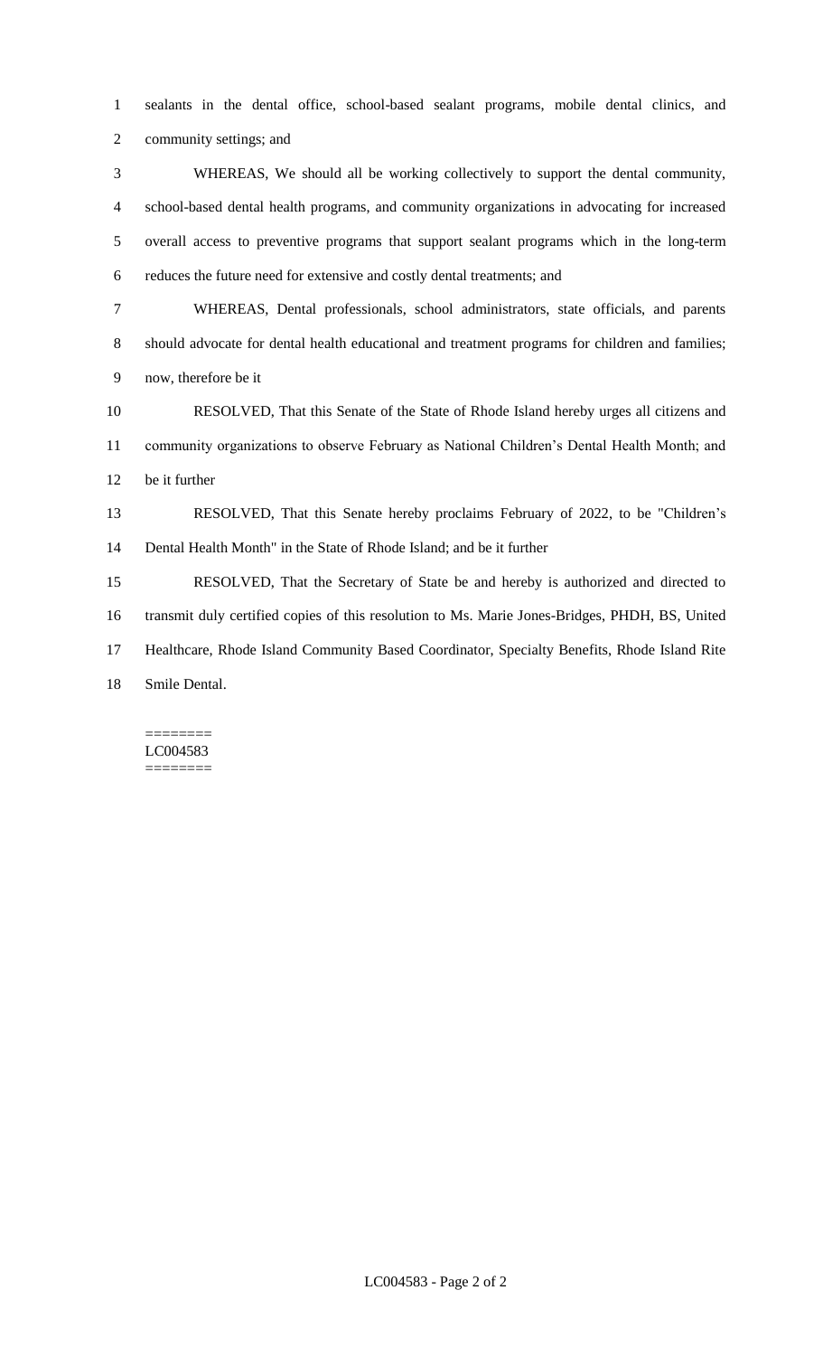sealants in the dental office, school-based sealant programs, mobile dental clinics, and community settings; and

WHEREAS, We should all be working collectively to support the dental community, school-based dental health programs, and community organizations in advocating for increased overall access to preventive programs that support sealant programs which in the long-term reduces the future need for extensive and costly dental treatments; and

WHEREAS, Dental professionals, school administrators, state officials, and parents should advocate for dental health educational and treatment programs for children and families; now, therefore be it

RESOLVED, That this Senate of the State of Rhode Island hereby urges all citizens and community organizations to observe February as National Children's Dental Health Month; and be it further

RESOLVED, That this Senate hereby proclaims February of 2022, to be "Children's Dental Health Month" in the State of Rhode Island; and be it further

RESOLVED, That the Secretary of State be and hereby is authorized and directed to transmit duly certified copies of this resolution to Ms. Marie Jones-Bridges, PHDH, BS, United Healthcare, Rhode Island Community Based Coordinator, Specialty Benefits, Rhode Island Rite Smile Dental.

========
LC004583
========